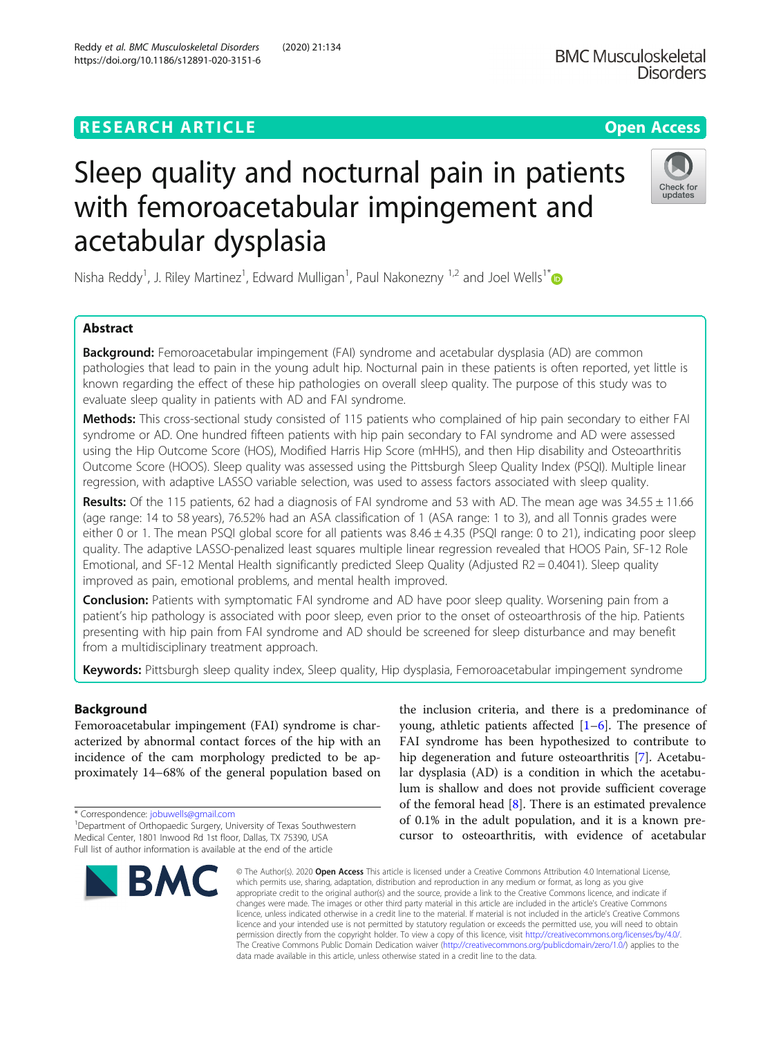RESEARCH ARTICLE

Open Access

# Sleep quality and nocturnal pain in patients with femoroacetabular impingement and acetabular dysplasia

Nisha Reddy[1], J. Riley Martinez[1], Edward Mulligan[1], Paul Nakonezny [1,2] and Joel Wells[1*]

## Abstract

**Background:** Femoroacetabular impingement (FAI) syndrome and acetabular dysplasia (AD) are common pathologies that lead to pain in the young adult hip. Nocturnal pain in these patients is often reported, yet little is known regarding the effect of these hip pathologies on overall sleep quality. The purpose of this study was to evaluate sleep quality in patients with AD and FAI syndrome.

**Methods:** This cross-sectional study consisted of 115 patients who complained of hip pain secondary to either FAI syndrome or AD. One hundred fifteen patients with hip pain secondary to FAI syndrome and AD were assessed using the Hip Outcome Score (HOS), Modified Harris Hip Score (mHHS), and then Hip disability and Osteoarthritis Outcome Score (HOOS). Sleep quality was assessed using the Pittsburgh Sleep Quality Index (PSQI). Multiple linear regression, with adaptive LASSO variable selection, was used to assess factors associated with sleep quality.

**Results:** Of the 115 patients, 62 had a diagnosis of FAI syndrome and 53 with AD. The mean age was 34.55 ± 11.66 (age range: 14 to 58 years), 76.52% had an ASA classification of 1 (ASA range: 1 to 3), and all Tonnis grades were either 0 or 1. The mean PSQI global score for all patients was 8.46 ± 4.35 (PSQI range: 0 to 21), indicating poor sleep quality. The adaptive LASSO-penalized least squares multiple linear regression revealed that HOOS Pain, SF-12 Role Emotional, and SF-12 Mental Health significantly predicted Sleep Quality (Adjusted $R2 = 0.4041$). Sleep quality improved as pain, emotional problems, and mental health improved.

**Conclusion:** Patients with symptomatic FAI syndrome and AD have poor sleep quality. Worsening pain from a patient's hip pathology is associated with poor sleep, even prior to the onset of osteoarthrosis of the hip. Patients presenting with hip pain from FAI syndrome and AD should be screened for sleep disturbance and may benefit from a multidisciplinary treatment approach.

**Keywords:** Pittsburgh sleep quality index, Sleep quality, Hip dysplasia, Femoroacetabular impingement syndrome

## Background

Femoroacetabular impingement (FAI) syndrome is characterized by abnormal contact forces of the hip with an incidence of the cam morphology predicted to be approximately 14–68% of the general population based on the inclusion criteria, and there is a predominance of young, athletic patients affected [1–6]. The presence of FAI syndrome has been hypothesized to contribute to hip degeneration and future osteoarthritis [7]. Acetabular dysplasia (AD) is a condition in which the acetabulum is shallow and does not provide sufficient coverage of the femoral head [8]. There is an estimated prevalence of 0.1% in the adult population, and it is a known precursor to osteoarthritis, with evidence of acetabular

\* Correspondence: jobuwells@gmail.com
[1]Department of Orthopaedic Surgery, University of Texas Southwestern Medical Center, 1801 Inwood Rd 1st floor, Dallas, TX 75390, USA
Full list of author information is available at the end of the article

© The Author(s). 2020 **Open Access** This article is licensed under a Creative Commons Attribution 4.0 International License, which permits use, sharing, adaptation, distribution and reproduction in any medium or format, as long as you give appropriate credit to the original author(s) and the source, provide a link to the Creative Commons licence, and indicate if changes were made. The images or other third party material in this article are included in the article's Creative Commons licence, unless indicated otherwise in a credit line to the material. If material is not included in the article's Creative Commons licence and your intended use is not permitted by statutory regulation or exceeds the permitted use, you will need to obtain permission directly from the copyright holder. To view a copy of this licence, visit http://creativecommons.org/licenses/by/4.0/. The Creative Commons Public Domain Dedication waiver (http://creativecommons.org/publicdomain/zero/1.0/) applies to the data made available in this article, unless otherwise stated in a credit line to the data.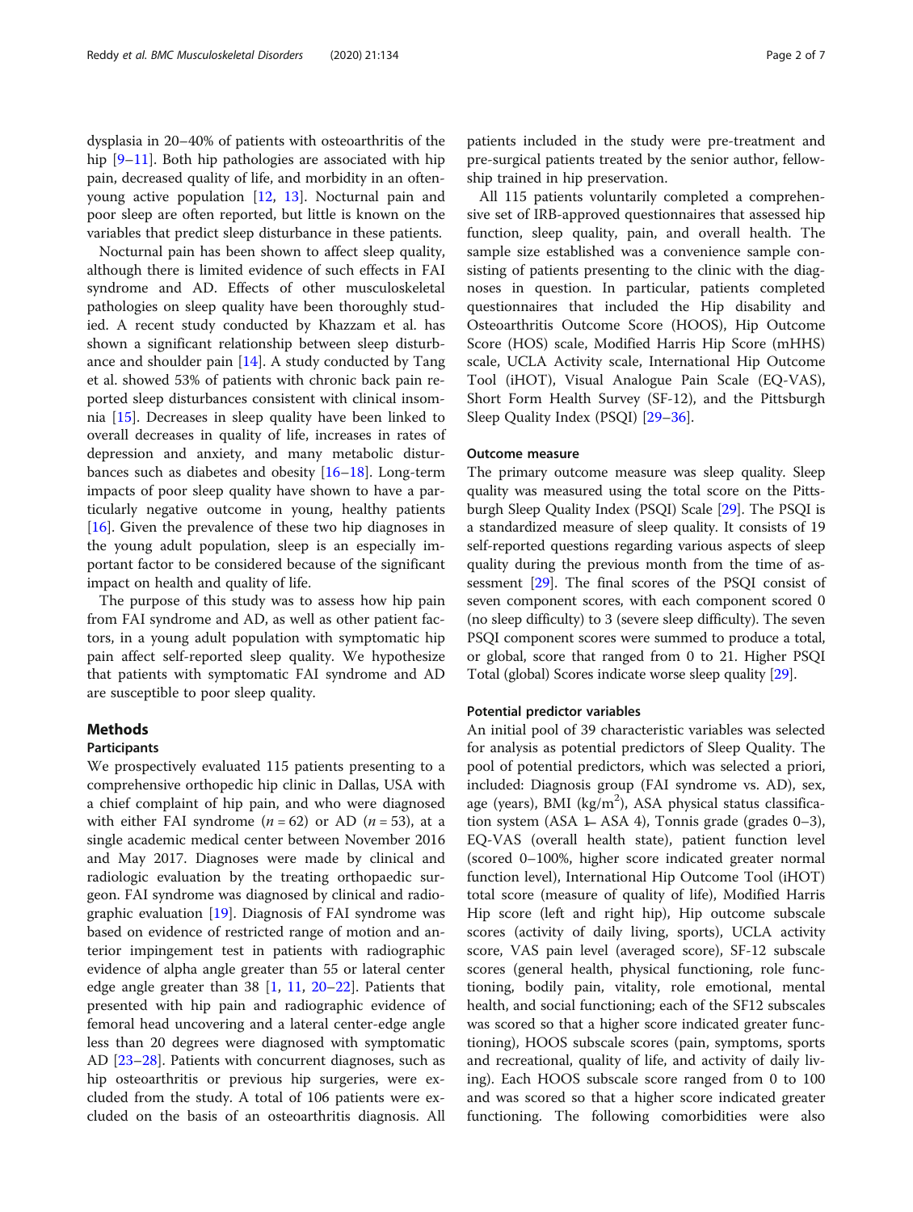dysplasia in 20–40% of patients with osteoarthritis of the hip [9–11]. Both hip pathologies are associated with hip pain, decreased quality of life, and morbidity in an often-young active population [12, 13]. Nocturnal pain and poor sleep are often reported, but little is known on the variables that predict sleep disturbance in these patients.

Nocturnal pain has been shown to affect sleep quality, although there is limited evidence of such effects in FAI syndrome and AD. Effects of other musculoskeletal pathologies on sleep quality have been thoroughly studied. A recent study conducted by Khazzam et al. has shown a significant relationship between sleep disturbance and shoulder pain [14]. A study conducted by Tang et al. showed 53% of patients with chronic back pain reported sleep disturbances consistent with clinical insomnia [15]. Decreases in sleep quality have been linked to overall decreases in quality of life, increases in rates of depression and anxiety, and many metabolic disturbances such as diabetes and obesity [16–18]. Long-term impacts of poor sleep quality have shown to have a particularly negative outcome in young, healthy patients [16]. Given the prevalence of these two hip diagnoses in the young adult population, sleep is an especially important factor to be considered because of the significant impact on health and quality of life.

The purpose of this study was to assess how hip pain from FAI syndrome and AD, as well as other patient factors, in a young adult population with symptomatic hip pain affect self-reported sleep quality. We hypothesize that patients with symptomatic FAI syndrome and AD are susceptible to poor sleep quality.

## Methods

### Participants

We prospectively evaluated 115 patients presenting to a comprehensive orthopedic hip clinic in Dallas, USA with a chief complaint of hip pain, and who were diagnosed with either FAI syndrome ($n = 62$) or AD ($n = 53$), at a single academic medical center between November 2016 and May 2017. Diagnoses were made by clinical and radiologic evaluation by the treating orthopaedic surgeon. FAI syndrome was diagnosed by clinical and radiographic evaluation [19]. Diagnosis of FAI syndrome was based on evidence of restricted range of motion and anterior impingement test in patients with radiographic evidence of alpha angle greater than 55 or lateral center edge angle greater than 38 [1, 11, 20–22]. Patients that presented with hip pain and radiographic evidence of femoral head uncovering and a lateral center-edge angle less than 20 degrees were diagnosed with symptomatic AD [23–28]. Patients with concurrent diagnoses, such as hip osteoarthritis or previous hip surgeries, were excluded from the study. A total of 106 patients were excluded on the basis of an osteoarthritis diagnosis. All patients included in the study were pre-treatment and pre-surgical patients treated by the senior author, fellowship trained in hip preservation.

All 115 patients voluntarily completed a comprehensive set of IRB-approved questionnaires that assessed hip function, sleep quality, pain, and overall health. The sample size established was a convenience sample consisting of patients presenting to the clinic with the diagnoses in question. In particular, patients completed questionnaires that included the Hip disability and Osteoarthritis Outcome Score (HOOS), Hip Outcome Score (HOS) scale, Modified Harris Hip Score (mHHS) scale, UCLA Activity scale, International Hip Outcome Tool (iHOT), Visual Analogue Pain Scale (EQ-VAS), Short Form Health Survey (SF-12), and the Pittsburgh Sleep Quality Index (PSQI) [29–36].

### Outcome measure

The primary outcome measure was sleep quality. Sleep quality was measured using the total score on the Pittsburgh Sleep Quality Index (PSQI) Scale [29]. The PSQI is a standardized measure of sleep quality. It consists of 19 self-reported questions regarding various aspects of sleep quality during the previous month from the time of assessment [29]. The final scores of the PSQI consist of seven component scores, with each component scored 0 (no sleep difficulty) to 3 (severe sleep difficulty). The seven PSQI component scores were summed to produce a total, or global, score that ranged from 0 to 21. Higher PSQI Total (global) Scores indicate worse sleep quality [29].

### Potential predictor variables

An initial pool of 39 characteristic variables was selected for analysis as potential predictors of Sleep Quality. The pool of potential predictors, which was selected a priori, included: Diagnosis group (FAI syndrome vs. AD), sex, age (years), BMI (kg/m$^2$), ASA physical status classification system (ASA 1– ASA 4), Tonnis grade (grades 0–3), EQ-VAS (overall health state), patient function level (scored 0–100%, higher score indicated greater normal function level), International Hip Outcome Tool (iHOT) total score (measure of quality of life), Modified Harris Hip score (left and right hip), Hip outcome subscale scores (activity of daily living, sports), UCLA activity score, VAS pain level (averaged score), SF-12 subscale scores (general health, physical functioning, role functioning, bodily pain, vitality, role emotional, mental health, and social functioning; each of the SF12 subscales was scored so that a higher score indicated greater functioning), HOOS subscale scores (pain, symptoms, sports and recreational, quality of life, and activity of daily living). Each HOOS subscale score ranged from 0 to 100 and was scored so that a higher score indicated greater functioning. The following comorbidities were also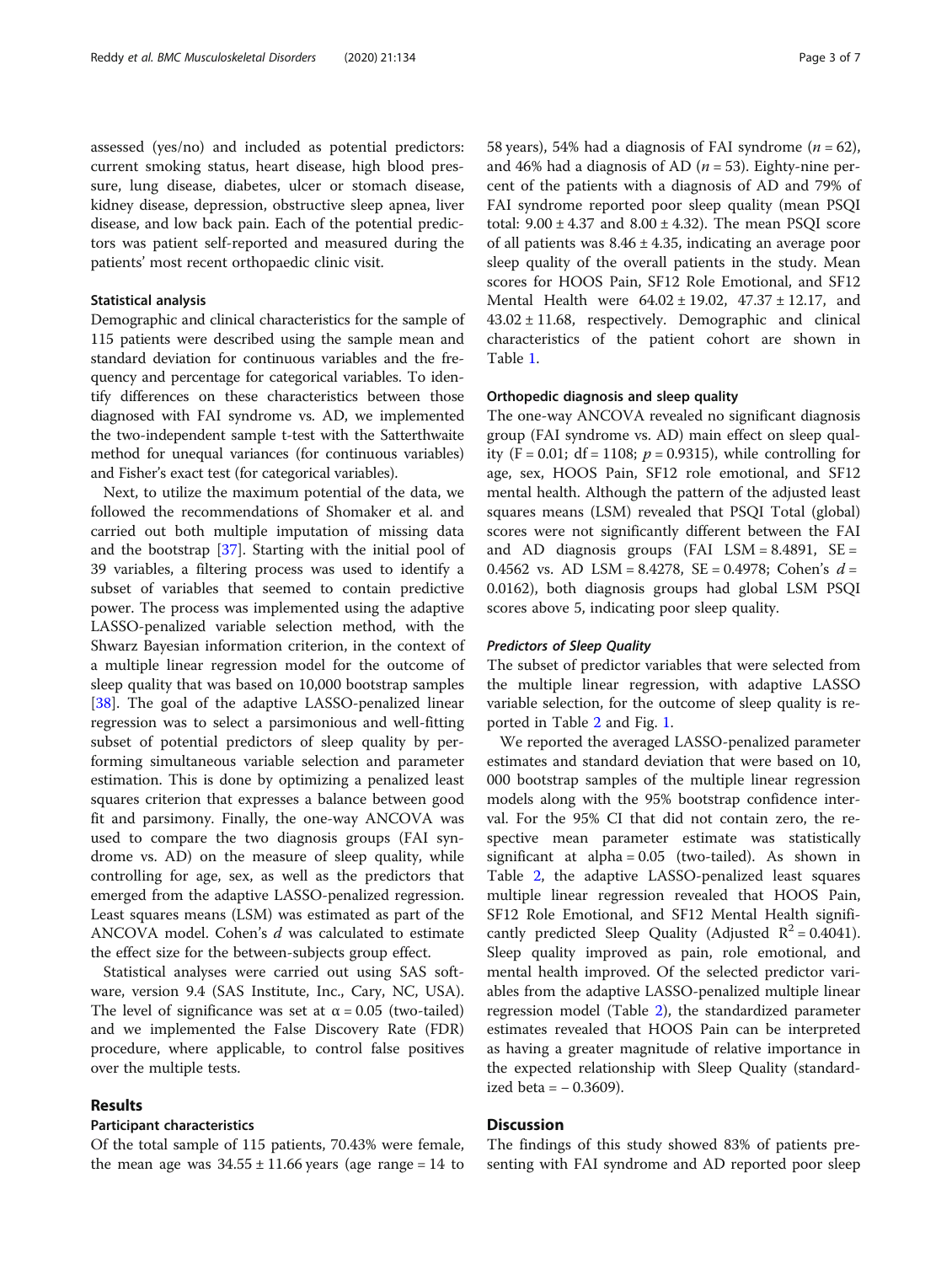assessed (yes/no) and included as potential predictors: current smoking status, heart disease, high blood pressure, lung disease, diabetes, ulcer or stomach disease, kidney disease, depression, obstructive sleep apnea, liver disease, and low back pain. Each of the potential predictors was patient self-reported and measured during the patients' most recent orthopaedic clinic visit.

### Statistical analysis

Demographic and clinical characteristics for the sample of 115 patients were described using the sample mean and standard deviation for continuous variables and the frequency and percentage for categorical variables. To identify differences on these characteristics between those diagnosed with FAI syndrome vs. AD, we implemented the two-independent sample t-test with the Satterthwaite method for unequal variances (for continuous variables) and Fisher's exact test (for categorical variables).

Next, to utilize the maximum potential of the data, we followed the recommendations of Shomaker et al. and carried out both multiple imputation of missing data and the bootstrap [37]. Starting with the initial pool of 39 variables, a filtering process was used to identify a subset of variables that seemed to contain predictive power. The process was implemented using the adaptive LASSO-penalized variable selection method, with the Shwarz Bayesian information criterion, in the context of a multiple linear regression model for the outcome of sleep quality that was based on 10,000 bootstrap samples [38]. The goal of the adaptive LASSO-penalized linear regression was to select a parsimonious and well-fitting subset of potential predictors of sleep quality by performing simultaneous variable selection and parameter estimation. This is done by optimizing a penalized least squares criterion that expresses a balance between good fit and parsimony. Finally, the one-way ANCOVA was used to compare the two diagnosis groups (FAI syndrome vs. AD) on the measure of sleep quality, while controlling for age, sex, as well as the predictors that emerged from the adaptive LASSO-penalized regression. Least squares means (LSM) was estimated as part of the ANCOVA model. Cohen's *d* was calculated to estimate the effect size for the between-subjects group effect.

Statistical analyses were carried out using SAS software, version 9.4 (SAS Institute, Inc., Cary, NC, USA). The level of significance was set at $\alpha = 0.05$ (two-tailed) and we implemented the False Discovery Rate (FDR) procedure, where applicable, to control false positives over the multiple tests.

## Results

### Participant characteristics

Of the total sample of 115 patients, 70.43% were female, the mean age was $34.55 \pm 11.66$ years (age range = 14 to 58 years), 54% had a diagnosis of FAI syndrome ($n = 62$), and 46% had a diagnosis of AD ($n = 53$). Eighty-nine percent of the patients with a diagnosis of AD and 79% of FAI syndrome reported poor sleep quality (mean PSQI total: $9.00 \pm 4.37$ and $8.00 \pm 4.32$). The mean PSQI score of all patients was $8.46 \pm 4.35$, indicating an average poor sleep quality of the overall patients in the study. Mean scores for HOOS Pain, SF12 Role Emotional, and SF12 Mental Health were $64.02 \pm 19.02$, $47.37 \pm 12.17$, and $43.02 \pm 11.68$, respectively. Demographic and clinical characteristics of the patient cohort are shown in Table 1.

### Orthopedic diagnosis and sleep quality

The one-way ANCOVA revealed no significant diagnosis group (FAI syndrome vs. AD) main effect on sleep quality ($F = 0.01$; df = 1108; $p = 0.9315$), while controlling for age, sex, HOOS Pain, SF12 role emotional, and SF12 mental health. Although the pattern of the adjusted least squares means (LSM) revealed that PSQI Total (global) scores were not significantly different between the FAI and AD diagnosis groups (FAI LSM = 8.4891, SE = 0.4562 vs. AD LSM = 8.4278, SE = 0.4978; Cohen's $d = 0.0162$), both diagnosis groups had global LSM PSQI scores above 5, indicating poor sleep quality.

#### *Predictors of Sleep Quality*

The subset of predictor variables that were selected from the multiple linear regression, with adaptive LASSO variable selection, for the outcome of sleep quality is reported in Table 2 and Fig. 1.

We reported the averaged LASSO-penalized parameter estimates and standard deviation that were based on 10, 000 bootstrap samples of the multiple linear regression models along with the 95% bootstrap confidence interval. For the 95% CI that did not contain zero, the respective mean parameter estimate was statistically significant at alpha = 0.05 (two-tailed). As shown in Table 2, the adaptive LASSO-penalized least squares multiple linear regression revealed that HOOS Pain, SF12 Role Emotional, and SF12 Mental Health significantly predicted Sleep Quality (Adjusted $R^2 = 0.4041$). Sleep quality improved as pain, role emotional, and mental health improved. Of the selected predictor variables from the adaptive LASSO-penalized multiple linear regression model (Table 2), the standardized parameter estimates revealed that HOOS Pain can be interpreted as having a greater magnitude of relative importance in the expected relationship with Sleep Quality (standardized beta = − 0.3609).

## Discussion

The findings of this study showed 83% of patients presenting with FAI syndrome and AD reported poor sleep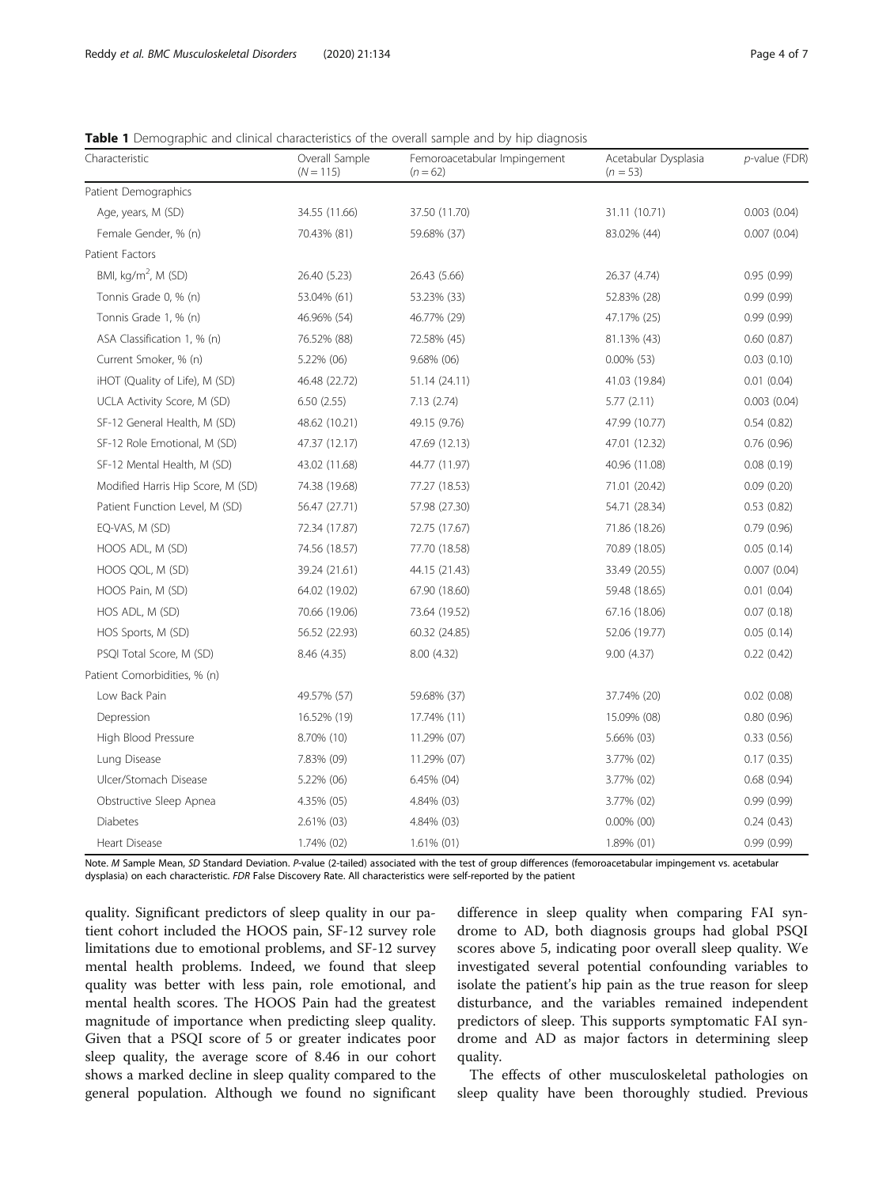**Table 1** Demographic and clinical characteristics of the overall sample and by hip diagnosis

| Characteristic | Overall Sample ($N = 115$) | Femoroacetabular Impingement ($n = 62$) | Acetabular Dysplasia ($n = 53$) | *p*-value (FDR) |
|---|---|---|---|---|
| Patient Demographics | | | | |
| Age, years, M (SD) | 34.55 (11.66) | 37.50 (11.70) | 31.11 (10.71) | 0.003 (0.04) |
| Female Gender, % (n) | 70.43% (81) | 59.68% (37) | 83.02% (44) | 0.007 (0.04) |
| Patient Factors | | | | |
| BMI, kg/m$^2$, M (SD) | 26.40 (5.23) | 26.43 (5.66) | 26.37 (4.74) | 0.95 (0.99) |
| Tonnis Grade 0, % (n) | 53.04% (61) | 53.23% (33) | 52.83% (28) | 0.99 (0.99) |
| Tonnis Grade 1, % (n) | 46.96% (54) | 46.77% (29) | 47.17% (25) | 0.99 (0.99) |
| ASA Classification 1, % (n) | 76.52% (88) | 72.58% (45) | 81.13% (43) | 0.60 (0.87) |
| Current Smoker, % (n) | 5.22% (06) | 9.68% (06) | 0.00% (53) | 0.03 (0.10) |
| iHOT (Quality of Life), M (SD) | 46.48 (22.72) | 51.14 (24.11) | 41.03 (19.84) | 0.01 (0.04) |
| UCLA Activity Score, M (SD) | 6.50 (2.55) | 7.13 (2.74) | 5.77 (2.11) | 0.003 (0.04) |
| SF-12 General Health, M (SD) | 48.62 (10.21) | 49.15 (9.76) | 47.99 (10.77) | 0.54 (0.82) |
| SF-12 Role Emotional, M (SD) | 47.37 (12.17) | 47.69 (12.13) | 47.01 (12.32) | 0.76 (0.96) |
| SF-12 Mental Health, M (SD) | 43.02 (11.68) | 44.77 (11.97) | 40.96 (11.08) | 0.08 (0.19) |
| Modified Harris Hip Score, M (SD) | 74.38 (19.68) | 77.27 (18.53) | 71.01 (20.42) | 0.09 (0.20) |
| Patient Function Level, M (SD) | 56.47 (27.71) | 57.98 (27.30) | 54.71 (28.34) | 0.53 (0.82) |
| EQ-VAS, M (SD) | 72.34 (17.87) | 72.75 (17.67) | 71.86 (18.26) | 0.79 (0.96) |
| HOOS ADL, M (SD) | 74.56 (18.57) | 77.70 (18.58) | 70.89 (18.05) | 0.05 (0.14) |
| HOOS QOL, M (SD) | 39.24 (21.61) | 44.15 (21.43) | 33.49 (20.55) | 0.007 (0.04) |
| HOOS Pain, M (SD) | 64.02 (19.02) | 67.90 (18.60) | 59.48 (18.65) | 0.01 (0.04) |
| HOS ADL, M (SD) | 70.66 (19.06) | 73.64 (19.52) | 67.16 (18.06) | 0.07 (0.18) |
| HOS Sports, M (SD) | 56.52 (22.93) | 60.32 (24.85) | 52.06 (19.77) | 0.05 (0.14) |
| PSQI Total Score, M (SD) | 8.46 (4.35) | 8.00 (4.32) | 9.00 (4.37) | 0.22 (0.42) |
| Patient Comorbidities, % (n) | | | | |
| Low Back Pain | 49.57% (57) | 59.68% (37) | 37.74% (20) | 0.02 (0.08) |
| Depression | 16.52% (19) | 17.74% (11) | 15.09% (08) | 0.80 (0.96) |
| High Blood Pressure | 8.70% (10) | 11.29% (07) | 5.66% (03) | 0.33 (0.56) |
| Lung Disease | 7.83% (09) | 11.29% (07) | 3.77% (02) | 0.17 (0.35) |
| Ulcer/Stomach Disease | 5.22% (06) | 6.45% (04) | 3.77% (02) | 0.68 (0.94) |
| Obstructive Sleep Apnea | 4.35% (05) | 4.84% (03) | 3.77% (02) | 0.99 (0.99) |
| Diabetes | 2.61% (03) | 4.84% (03) | 0.00% (00) | 0.24 (0.43) |
| Heart Disease | 1.74% (02) | 1.61% (01) | 1.89% (01) | 0.99 (0.99) |

Note. *M* Sample Mean, *SD* Standard Deviation. *P*-value (2-tailed) associated with the test of group differences (femoroacetabular impingement vs. acetabular dysplasia) on each characteristic. *FDR* False Discovery Rate. All characteristics were self-reported by the patient

quality. Significant predictors of sleep quality in our patient cohort included the HOOS pain, SF-12 survey role limitations due to emotional problems, and SF-12 survey mental health problems. Indeed, we found that sleep quality was better with less pain, role emotional, and mental health scores. The HOOS Pain had the greatest magnitude of importance when predicting sleep quality. Given that a PSQI score of 5 or greater indicates poor sleep quality, the average score of 8.46 in our cohort shows a marked decline in sleep quality compared to the general population. Although we found no significant difference in sleep quality when comparing FAI syndrome to AD, both diagnosis groups had global PSQI scores above 5, indicating poor overall sleep quality. We investigated several potential confounding variables to isolate the patient's hip pain as the true reason for sleep disturbance, and the variables remained independent predictors of sleep. This supports symptomatic FAI syndrome and AD as major factors in determining sleep quality.

The effects of other musculoskeletal pathologies on sleep quality have been thoroughly studied. Previous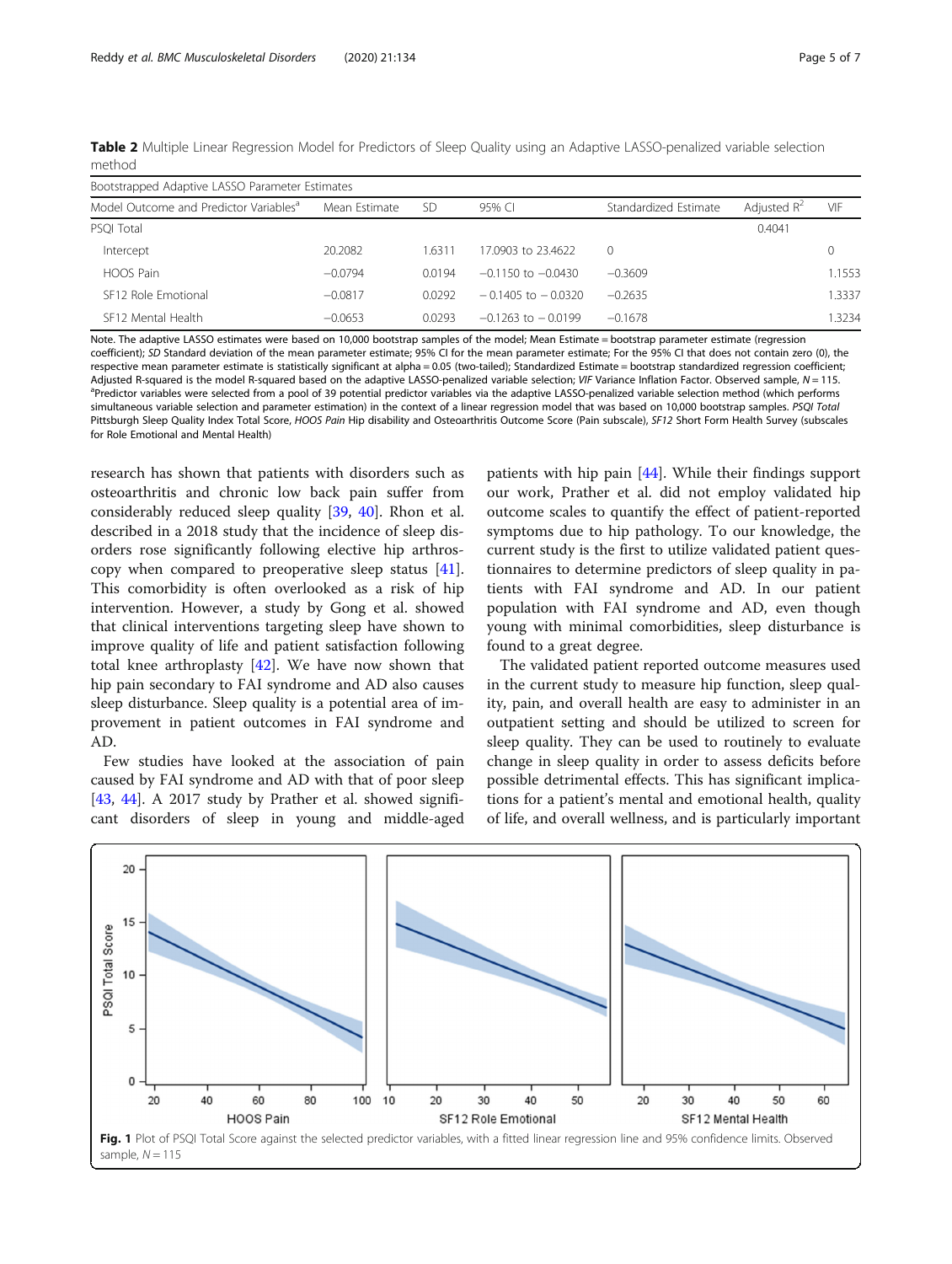**Table 2** Multiple Linear Regression Model for Predictors of Sleep Quality using an Adaptive LASSO-penalized variable selection method

| Bootstrapped Adaptive LASSO Parameter Estimates | | | | | | |
|---|---|---|---|---|---|---|
| Model Outcome and Predictor Variables[a] | Mean Estimate | SD | 95% CI | Standardized Estimate | Adjusted $R^2$ | VIF |
| PSQI Total | | | | | 0.4041 | |
| Intercept | 20.2082 | 1.6311 | 17.0903 to 23.4622 | 0 | | 0 |
| HOOS Pain | −0.0794 | 0.0194 | −0.1150 to −0.0430 | −0.3609 | | 1.1553 |
| SF12 Role Emotional | −0.0817 | 0.0292 | − 0.1405 to − 0.0320 | −0.2635 | | 1.3337 |
| SF12 Mental Health | −0.0653 | 0.0293 | −0.1263 to − 0.0199 | −0.1678 | | 1.3234 |

Note. The adaptive LASSO estimates were based on 10,000 bootstrap samples of the model; Mean Estimate = bootstrap parameter estimate (regression coefficient); *SD* Standard deviation of the mean parameter estimate; 95% CI for the mean parameter estimate; For the 95% CI that does not contain zero (0), the respective mean parameter estimate is statistically significant at alpha = 0.05 (two-tailed); Standardized Estimate = bootstrap standardized regression coefficient; Adjusted R-squared is the model R-squared based on the adaptive LASSO-penalized variable selection; *VIF* Variance Inflation Factor. Observed sample, *N* = 115.
[a]Predictor variables were selected from a pool of 39 potential predictor variables via the adaptive LASSO-penalized variable selection method (which performs simultaneous variable selection and parameter estimation) in the context of a linear regression model that was based on 10,000 bootstrap samples. *PSQI Total* Pittsburgh Sleep Quality Index Total Score, *HOOS Pain* Hip disability and Osteoarthritis Outcome Score (Pain subscale), *SF12* Short Form Health Survey (subscales for Role Emotional and Mental Health)

research has shown that patients with disorders such as osteoarthritis and chronic low back pain suffer from considerably reduced sleep quality [39, 40]. Rhon et al. described in a 2018 study that the incidence of sleep disorders rose significantly following elective hip arthroscopy when compared to preoperative sleep status [41]. This comorbidity is often overlooked as a risk of hip intervention. However, a study by Gong et al. showed that clinical interventions targeting sleep have shown to improve quality of life and patient satisfaction following total knee arthroplasty [42]. We have now shown that hip pain secondary to FAI syndrome and AD also causes sleep disturbance. Sleep quality is a potential area of improvement in patient outcomes in FAI syndrome and AD.

Few studies have looked at the association of pain caused by FAI syndrome and AD with that of poor sleep [43, 44]. A 2017 study by Prather et al. showed significant disorders of sleep in young and middle-aged patients with hip pain [44]. While their findings support our work, Prather et al. did not employ validated hip outcome scales to quantify the effect of patient-reported symptoms due to hip pathology. To our knowledge, the current study is the first to utilize validated patient questionnaires to determine predictors of sleep quality in patients with FAI syndrome and AD. In our patient population with FAI syndrome and AD, even though young with minimal comorbidities, sleep disturbance is found to a great degree.

The validated patient reported outcome measures used in the current study to measure hip function, sleep quality, pain, and overall health are easy to administer in an outpatient setting and should be utilized to screen for sleep quality. They can be used to routinely to evaluate change in sleep quality in order to assess deficits before possible detrimental effects. This has significant implications for a patient's mental and emotional health, quality of life, and overall wellness, and is particularly important

**Fig. 1** Plot of PSQI Total Score against the selected predictor variables, with a fitted linear regression line and 95% confidence limits. Observed sample, *N* = 115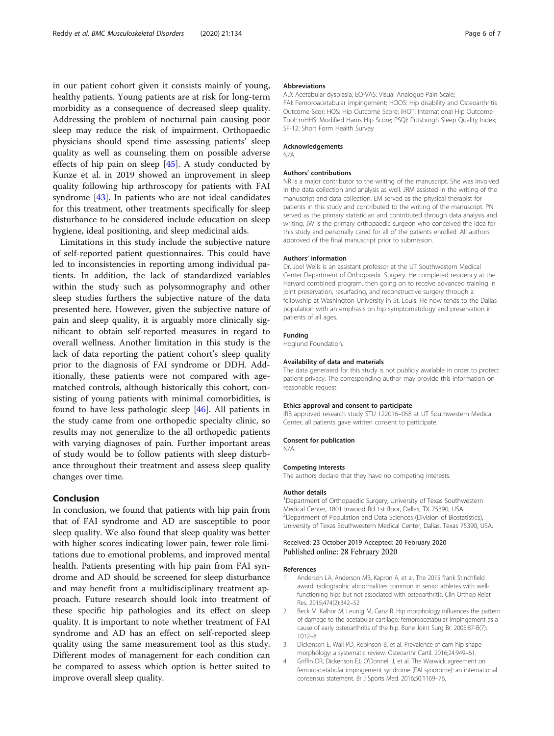in our patient cohort given it consists mainly of young, healthy patients. Young patients are at risk for long-term morbidity as a consequence of decreased sleep quality. Addressing the problem of nocturnal pain causing poor sleep may reduce the risk of impairment. Orthopaedic physicians should spend time assessing patients' sleep quality as well as counseling them on possible adverse effects of hip pain on sleep [45]. A study conducted by Kunze et al. in 2019 showed an improvement in sleep quality following hip arthroscopy for patients with FAI syndrome [43]. In patients who are not ideal candidates for this treatment, other treatments specifically for sleep disturbance to be considered include education on sleep hygiene, ideal positioning, and sleep medicinal aids.

Limitations in this study include the subjective nature of self-reported patient questionnaires. This could have led to inconsistencies in reporting among individual patients. In addition, the lack of standardized variables within the study such as polysomnography and other sleep studies furthers the subjective nature of the data presented here. However, given the subjective nature of pain and sleep quality, it is arguably more clinically significant to obtain self-reported measures in regard to overall wellness. Another limitation in this study is the lack of data reporting the patient cohort's sleep quality prior to the diagnosis of FAI syndrome or DDH. Additionally, these patients were not compared with age-matched controls, although historically this cohort, consisting of young patients with minimal comorbidities, is found to have less pathologic sleep [46]. All patients in the study came from one orthopedic specialty clinic, so results may not generalize to the all orthopedic patients with varying diagnoses of pain. Further important areas of study would be to follow patients with sleep disturbance throughout their treatment and assess sleep quality changes over time.

## Conclusion

In conclusion, we found that patients with hip pain from that of FAI syndrome and AD are susceptible to poor sleep quality. We also found that sleep quality was better with higher scores indicating lower pain, fewer role limitations due to emotional problems, and improved mental health. Patients presenting with hip pain from FAI syndrome and AD should be screened for sleep disturbance and may benefit from a multidisciplinary treatment approach. Future research should look into treatment of these specific hip pathologies and its effect on sleep quality. It is important to note whether treatment of FAI syndrome and AD has an effect on self-reported sleep quality using the same measurement tool as this study. Different modes of management for each condition can be compared to assess which option is better suited to improve overall sleep quality.

#### Abbreviations

AD: Acetabular dysplasia; EQ-VAS: Visual Analogue Pain Scale; FAI: Femoroacetabular impingement; HOOS: Hip disability and Osteoarthritis Outcome Scor; HOS: Hip Outcome Score; iHOT: International Hip Outcome Tool; mHHS: Modified Harris Hip Score; PSQI: Pittsburgh Sleep Quality Index; SF-12: Short Form Health Survey

#### Acknowledgements

N/A.

#### Authors' contributions

NR is a major contributor to the writing of the manuscript. She was involved in the data collection and analysis as well. JRM assisted in the writing of the manuscript and data collection. EM served as the physical therapist for patients in this study and contributed to the writing of the manuscript. PN served as the primary statistician and contributed through data analysis and writing. JW is the primary orthopaedic surgeon who conceived the idea for this study and personally cared for all of the patients enrolled. All authors approved of the final manuscript prior to submission.

#### Authors' information

Dr. Joel Wells is an assistant professor at the UT Southwestern Medical Center Department of Orthopaedic Surgery. He completed residency at the Harvard combined program, then going on to receive advanced training in joint preservation, resurfacing, and reconstructive surgery through a fellowship at Washington University in St. Louis. He now tends to the Dallas population with an emphasis on hip symptomatology and preservation in patients of all ages.

#### Funding

Hoglund Foundation.

#### Availability of data and materials

The data generated for this study is not publicly available in order to protect patient privacy. The corresponding author may provide this information on reasonable request.

#### Ethics approval and consent to participate

IRB approved research study STU 122016–058 at UT Southwestern Medical Center, all patients gave written consent to participate.

#### Consent for publication

N/A.

#### Competing interests

The authors declare that they have no competing interests.

#### Author details

[1]Department of Orthopaedic Surgery, University of Texas Southwestern Medical Center, 1801 Inwood Rd 1st floor, Dallas, TX 75390, USA. [2]Department of Population and Data Sciences (Division of Biostatistics), University of Texas Southwestern Medical Center, Dallas, Texas 75390, USA.

Received: 23 October 2019 Accepted: 20 February 2020
Published online: 28 February 2020

#### References

1. Anderson LA, Anderson MB, Kapron A, et al. The 2015 frank Stinchfield award: radiographic abnormalities common in senior athletes with well-functioning hips but not associated with osteoarthritis. Clin Orthop Relat Res. 2015;474(2):342–52.
2. Beck M, Kalhor M, Leunig M, Ganz R. Hip morphology influences the pattern of damage to the acetabular cartilage: femoroacetabular impingement as a cause of early osteoarthritis of the hip. Bone Joint Surg Br. 2005;87-B(7): 1012–8.
3. Dickenson E, Wall PD, Robinson B, et al. Prevalence of cam hip shape morphology: a systematic review. Osteoarthr Cartil. 2016;24:949–61.
4. Griffin DR, Dickenson EJ, O'Donnell J, et al. The Warwick agreement on femoroacetabular impingement syndrome (FAI syndrome): an international consensus statement. Br J Sports Med. 2016;50:1169–76.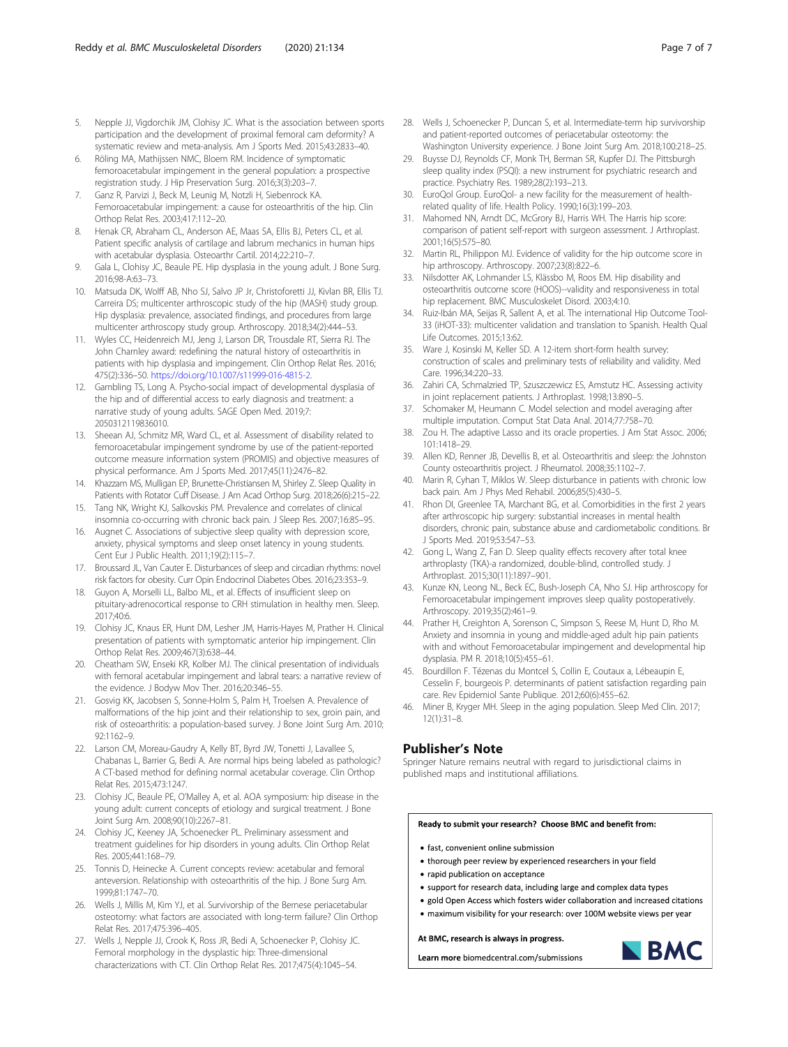5. Nepple JJ, Vigdorchik JM, Clohisy JC. What is the association between sports participation and the development of proximal femoral cam deformity? A systematic review and meta-analysis. Am J Sports Med. 2015;43:2833–40.
6. Röling MA, Mathijssen NMC, Bloem RM. Incidence of symptomatic femoroacetabular impingement in the general population: a prospective registration study. J Hip Preservation Surg. 2016;3(3):203–7.
7. Ganz R, Parvizi J, Beck M, Leunig M, Notzli H, Siebenrock KA. Femoroacetabular impingement: a cause for osteoarthritis of the hip. Clin Orthop Relat Res. 2003;417:112–20.
8. Henak CR, Abraham CL, Anderson AE, Maas SA, Ellis BJ, Peters CL, et al. Patient specific analysis of cartilage and labrum mechanics in human hips with acetabular dysplasia. Osteoarthr Cartil. 2014;22:210–7.
9. Gala L, Clohisy JC, Beaule PE. Hip dysplasia in the young adult. J Bone Surg. 2016;98-A:63–73.
10. Matsuda DK, Wolff AB, Nho SJ, Salvo JP Jr, Christoforetti JJ, Kivlan BR, Ellis TJ. Carreira DS; multicenter arthroscopic study of the hip (MASH) study group. Hip dysplasia: prevalence, associated findings, and procedures from large multicenter arthroscopy study group. Arthroscopy. 2018;34(2):444–53.
11. Wyles CC, Heidenreich MJ, Jeng J, Larson DR, Trousdale RT, Sierra RJ. The John Charnley award: redefining the natural history of osteoarthritis in patients with hip dysplasia and impingement. Clin Orthop Relat Res. 2016; 475(2):336–50. https://doi.org/10.1007/s11999-016-4815-2.
12. Gambling TS, Long A. Psycho-social impact of developmental dysplasia of the hip and of differential access to early diagnosis and treatment: a narrative study of young adults. SAGE Open Med. 2019;7: 2050312119836010.
13. Sheean AJ, Schmitz MR, Ward CL, et al. Assessment of disability related to femoroacetabular impingement syndrome by use of the patient-reported outcome measure information system (PROMIS) and objective measures of physical performance. Am J Sports Med. 2017;45(11):2476–82.
14. Khazzam MS, Mulligan EP, Brunette-Christiansen M, Shirley Z. Sleep Quality in Patients with Rotator Cuff Disease. J Am Acad Orthop Surg. 2018;26(6):215–22.
15. Tang NK, Wright KJ, Salkovskis PM. Prevalence and correlates of clinical insomnia co-occurring with chronic back pain. J Sleep Res. 2007;16:85–95.
16. Augnet C. Associations of subjective sleep quality with depression score, anxiety, physical symptoms and sleep onset latency in young students. Cent Eur J Public Health. 2011;19(2):115–7.
17. Broussard JL, Van Cauter E. Disturbances of sleep and circadian rhythms: novel risk factors for obesity. Curr Opin Endocrinol Diabetes Obes. 2016;23:353–9.
18. Guyon A, Morselli LL, Balbo ML, et al. Effects of insufficient sleep on pituitary-adrenocortical response to CRH stimulation in healthy men. Sleep. 2017;40:6.
19. Clohisy JC, Knaus ER, Hunt DM, Lesher JM, Harris-Hayes M, Prather H. Clinical presentation of patients with symptomatic anterior hip impingement. Clin Orthop Relat Res. 2009;467(3):638–44.
20. Cheatham SW, Enseki KR, Kolber MJ. The clinical presentation of individuals with femoral acetabular impingement and labral tears: a narrative review of the evidence. J Bodyw Mov Ther. 2016;20:346–55.
21. Gosvig KK, Jacobsen S, Sonne-Holm S, Palm H, Troelsen A. Prevalence of malformations of the hip joint and their relationship to sex, groin pain, and risk of osteoarthritis: a population-based survey. J Bone Joint Surg Am. 2010; 92:1162–9.
22. Larson CM, Moreau-Gaudry A, Kelly BT, Byrd JW, Tonetti J, Lavallee S, Chabanas L, Barrier G, Bedi A. Are normal hips being labeled as pathologic? A CT-based method for defining normal acetabular coverage. Clin Orthop Relat Res. 2015;473:1247.
23. Clohisy JC, Beaule PE, O'Malley A, et al. AOA symposium: hip disease in the young adult: current concepts of etiology and surgical treatment. J Bone Joint Surg Am. 2008;90(10):2267–81.
24. Clohisy JC, Keeney JA, Schoenecker PL. Preliminary assessment and treatment guidelines for hip disorders in young adults. Clin Orthop Relat Res. 2005;441:168–79.
25. Tonnis D, Heinecke A. Current concepts review: acetabular and femoral anteversion. Relationship with osteoarthritis of the hip. J Bone Surg Am. 1999;81:1747–70.
26. Wells J, Millis M, Kim YJ, et al. Survivorship of the Bernese periacetabular osteotomy: what factors are associated with long-term failure? Clin Orthop Relat Res. 2017;475:396–405.
27. Wells J, Nepple JJ, Crook K, Ross JR, Bedi A, Schoenecker P, Clohisy JC. Femoral morphology in the dysplastic hip: Three-dimensional characterizations with CT. Clin Orthop Relat Res. 2017;475(4):1045–54.
28. Wells J, Schoenecker P, Duncan S, et al. Intermediate-term hip survivorship and patient-reported outcomes of periacetabular osteotomy: the Washington University experience. J Bone Joint Surg Am. 2018;100:218–25.
29. Buysse DJ, Reynolds CF, Monk TH, Berman SR, Kupfer DJ. The Pittsburgh sleep quality index (PSQI): a new instrument for psychiatric research and practice. Psychiatry Res. 1989;28(2):193–213.
30. EuroQol Group. EuroQol- a new facility for the measurement of health-related quality of life. Health Policy. 1990;16(3):199–203.
31. Mahomed NN, Arndt DC, McGrory BJ, Harris WH. The Harris hip score: comparison of patient self-report with surgeon assessment. J Arthroplast. 2001;16(5):575–80.
32. Martin RL, Philippon MJ. Evidence of validity for the hip outcome score in hip arthroscopy. Arthroscopy. 2007;23(8):822–6.
33. Nilsdotter AK, Lohmander LS, Klässbo M, Roos EM. Hip disability and osteoarthritis outcome score (HOOS)--validity and responsiveness in total hip replacement. BMC Musculoskelet Disord. 2003;4:10.
34. Ruiz-Ibán MA, Seijas R, Sallent A, et al. The international Hip Outcome Tool-33 (iHOT-33): multicenter validation and translation to Spanish. Health Qual Life Outcomes. 2015;13:62.
35. Ware J, Kosinski M, Keller SD. A 12-item short-form health survey: construction of scales and preliminary tests of reliability and validity. Med Care. 1996;34:220–33.
36. Zahiri CA, Schmalzried TP, Szuszczewicz ES, Amstutz HC. Assessing activity in joint replacement patients. J Arthroplast. 1998;13:890–5.
37. Schomaker M, Heumann C. Model selection and model averaging after multiple imputation. Comput Stat Data Anal. 2014;77:758–70.
38. Zou H. The adaptive Lasso and its oracle properties. J Am Stat Assoc. 2006; 101:1418–29.
39. Allen KD, Renner JB, Devellis B, et al. Osteoarthritis and sleep: the Johnston County osteoarthritis project. J Rheumatol. 2008;35:1102–7.
40. Marin R, Cyhan T, Miklos W. Sleep disturbance in patients with chronic low back pain. Am J Phys Med Rehabil. 2006;85(5):430–5.
41. Rhon DI, Greenlee TA, Marchant BG, et al. Comorbidities in the first 2 years after arthroscopic hip surgery: substantial increases in mental health disorders, chronic pain, substance abuse and cardiometabolic conditions. Br J Sports Med. 2019;53:547–53.
42. Gong L, Wang Z, Fan D. Sleep quality effects recovery after total knee arthroplasty (TKA)-a randomized, double-blind, controlled study. J Arthroplast. 2015;30(11):1897–901.
43. Kunze KN, Leong NL, Beck EC, Bush-Joseph CA, Nho SJ. Hip arthroscopy for Femoroacetabular impingement improves sleep quality postoperatively. Arthroscopy. 2019;35(2):461–9.
44. Prather H, Creighton A, Sorenson C, Simpson S, Reese M, Hunt D, Rho M. Anxiety and insomnia in young and middle-aged adult hip pain patients with and without Femoroacetabular impingement and developmental hip dysplasia. PM R. 2018;10(5):455–61.
45. Bourdillon F. Tézenas du Montcel S, Collin E, Coutaux a, Lébeaupin E, Cesselin F, bourgeois P. determinants of patient satisfaction regarding pain care. Rev Epidemiol Sante Publique. 2012;60(6):455–62.
46. Miner B, Kryger MH. Sleep in the aging population. Sleep Med Clin. 2017; 12(1):31–8.

## Publisher's Note

Springer Nature remains neutral with regard to jurisdictional claims in published maps and institutional affiliations.

**Ready to submit your research? Choose BMC and benefit from:**

- fast, convenient online submission
- thorough peer review by experienced researchers in your field
- rapid publication on acceptance
- support for research data, including large and complex data types
- gold Open Access which fosters wider collaboration and increased citations
- maximum visibility for your research: over 100M website views per year

**At BMC, research is always in progress.**

**Learn more** biomedcentral.com/submissions

BMC